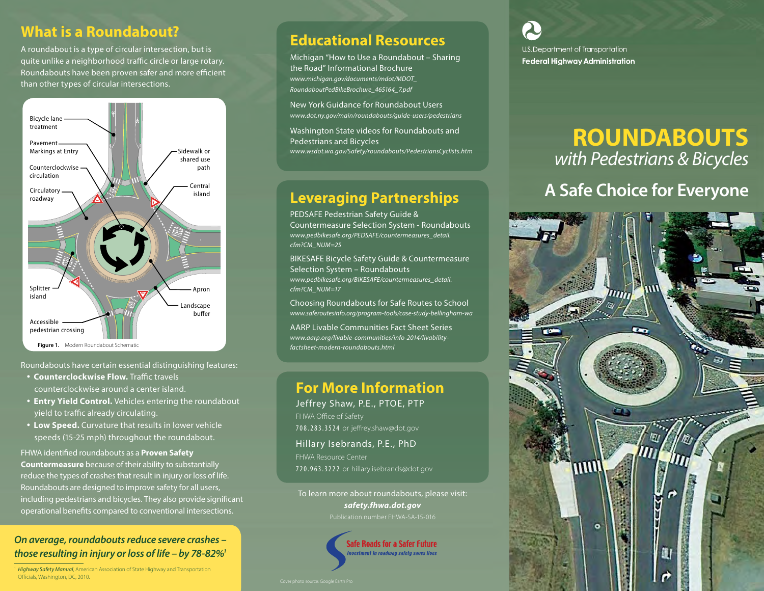## What is a Roundabout?

A roundabout is a type of circular intersection, but is quite unlike a neighborhood traffic circle or large rotary. Roundabouts have been proven safer and more efficient than other types of circular intersections.

Bicycle lane treatment

Pavement Markings at Entry

Counterclockwise circulation

Circulatory roadway

Sidewalk or shared use path

Central island

Splitter island

Apron

Landscape buffer

Accessible pedestrian crossing

**Figure 1.** Modern Roundabout Schematic

Roundabouts have certain essential distinguishing features:

- **Counterclockwise Flow.** Traffic travels counterclockwise around a center island.
- **Entry Yield Control.** Vehicles entering the roundabout yield to traffic already circulating.
- **Low Speed.** Curvature that results in lower vehicle speeds (15-25 mph) throughout the roundabout.

FHWA identified roundabouts as a **Proven Safety Countermeasure** because of their ability to substantially reduce the types of crashes that result in injury or loss of life. Roundabouts are designed to improve safety for all users, including pedestrians and bicycles. They also provide significant operational benefits compared to conventional intersections.

*On average, roundabouts reduce severe crashes – those resulting in injury or loss of life – by 78-82%*[1]

[1] *Highway Safety Manual*, American Association of State Highway and Transportation Officials, Washington, DC, 2010.

## Educational Resources

Michigan "How to Use a Roundabout – Sharing the Road" Informational Brochure
*www.michigan.gov/documents/mdot/MDOT_RoundaboutPedBikeBrochure_465164_7.pdf*

New York Guidance for Roundabout Users
*www.dot.ny.gov/main/roundabouts/guide-users/pedestrians*

Washington State videos for Roundabouts and Pedestrians and Bicycles
*www.wsdot.wa.gov/Safety/roundabouts/PedestriansCyclists.htm*

## Leveraging Partnerships

PEDSAFE Pedestrian Safety Guide & Countermeasure Selection System - Roundabouts
*www.pedbikesafe.org/PEDSAFE/countermeasures_detail.cfm?CM_NUM=25*

BIKESAFE Bicycle Safety Guide & Countermeasure Selection System – Roundabouts
*www.pedbikesafe.org/BIKESAFE/countermeasures_detail.cfm?CM_NUM=17*

Choosing Roundabouts for Safe Routes to School
*www.saferoutesinfo.org/program-tools/case-study-bellingham-wa*

AARP Livable Communities Fact Sheet Series
*www.aarp.org/livable-communities/info-2014/livability-factsheet-modern-roundabouts.html*

## For More Information

Jeffrey Shaw, P.E., PTOE, PTP
FHWA Office of Safety
708.283.3524 or jeffrey.shaw@dot.gov

Hillary Isebrands, P.E., PhD
FHWA Resource Center
720.963.3222 or hillary.isebrands@dot.gov

To learn more about roundabouts, please visit:
***safety.fhwa.dot.gov***

Publication number FHWA-SA-15-016

Safe Roads for a Safer Future
*Investment in roadway safety saves lives*

Cover photo source: Google Earth Pro

U.S. Department of Transportation
**Federal Highway Administration**

# ROUNDABOUTS
*with Pedestrians & Bicycles*

## A Safe Choice for Everyone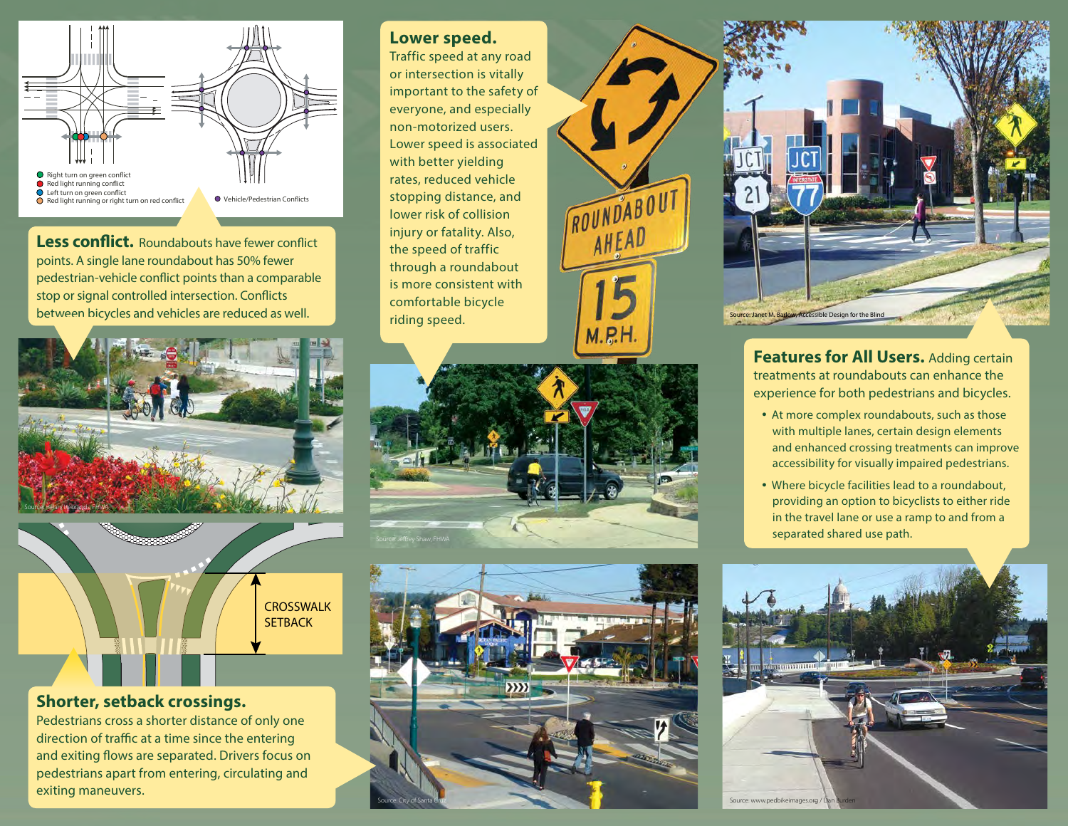Right turn on green conflict
Red light running conflict
Left turn on green conflict
Red light running or right turn on red conflict

Vehicle/Pedestrian Conflicts

**Less conflict.** Roundabouts have fewer conflict points. A single lane roundabout has 50% fewer pedestrian-vehicle conflict points than a comparable stop or signal controlled intersection. Conflicts between bicycles and vehicles are reduced as well.

Source: Hillary Isebrands, FHWA

CROSSWALK SETBACK

**Shorter, setback crossings.** Pedestrians cross a shorter distance of only one direction of traffic at a time since the entering and exiting flows are separated. Drivers focus on pedestrians apart from entering, circulating and exiting maneuvers.

**Lower speed.** Traffic speed at any road or intersection is vitally important to the safety of everyone, and especially non-motorized users. Lower speed is associated with better yielding rates, reduced vehicle stopping distance, and lower risk of collision injury or fatality. Also, the speed of traffic through a roundabout is more consistent with comfortable bicycle riding speed.

ROUNDABOUT AHEAD

15 M.P.H.

Source: Jeffrey Shaw, FHWA

Source: City of Santa Cruz

Source: Janet M. Barlow, Accessible Design for the Blind

**Features for All Users.** Adding certain treatments at roundabouts can enhance the experience for both pedestrians and bicycles.

- At more complex roundabouts, such as those with multiple lanes, certain design elements and enhanced crossing treatments can improve accessibility for visually impaired pedestrians.
- Where bicycle facilities lead to a roundabout, providing an option to bicyclists to either ride in the travel lane or use a ramp to and from a separated shared use path.

Source: www.pedbikeimages.org / Dan Burden